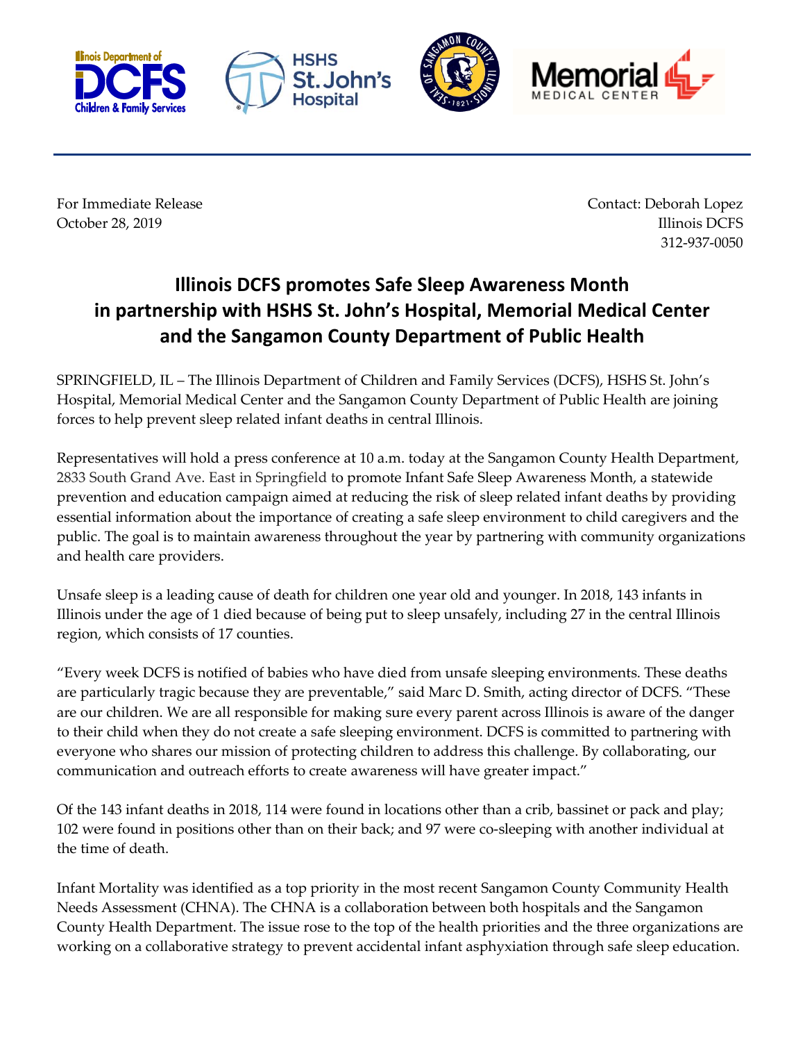For Immediate Release
October 28, 2019

Contact: Deborah Lopez
Illinois DCFS
312-937-0050

# Illinois DCFS promotes Safe Sleep Awareness Month in partnership with HSHS St. John's Hospital, Memorial Medical Center and the Sangamon County Department of Public Health

SPRINGFIELD, IL – The Illinois Department of Children and Family Services (DCFS), HSHS St. John's Hospital, Memorial Medical Center and the Sangamon County Department of Public Health are joining forces to help prevent sleep related infant deaths in central Illinois.

Representatives will hold a press conference at 10 a.m. today at the Sangamon County Health Department, 2833 South Grand Ave. East in Springfield to promote Infant Safe Sleep Awareness Month, a statewide prevention and education campaign aimed at reducing the risk of sleep related infant deaths by providing essential information about the importance of creating a safe sleep environment to child caregivers and the public. The goal is to maintain awareness throughout the year by partnering with community organizations and health care providers.

Unsafe sleep is a leading cause of death for children one year old and younger. In 2018, 143 infants in Illinois under the age of 1 died because of being put to sleep unsafely, including 27 in the central Illinois region, which consists of 17 counties.

"Every week DCFS is notified of babies who have died from unsafe sleeping environments. These deaths are particularly tragic because they are preventable," said Marc D. Smith, acting director of DCFS. "These are our children. We are all responsible for making sure every parent across Illinois is aware of the danger to their child when they do not create a safe sleeping environment. DCFS is committed to partnering with everyone who shares our mission of protecting children to address this challenge. By collaborating, our communication and outreach efforts to create awareness will have greater impact."

Of the 143 infant deaths in 2018, 114 were found in locations other than a crib, bassinet or pack and play; 102 were found in positions other than on their back; and 97 were co-sleeping with another individual at the time of death.

Infant Mortality was identified as a top priority in the most recent Sangamon County Community Health Needs Assessment (CHNA). The CHNA is a collaboration between both hospitals and the Sangamon County Health Department. The issue rose to the top of the health priorities and the three organizations are working on a collaborative strategy to prevent accidental infant asphyxiation through safe sleep education.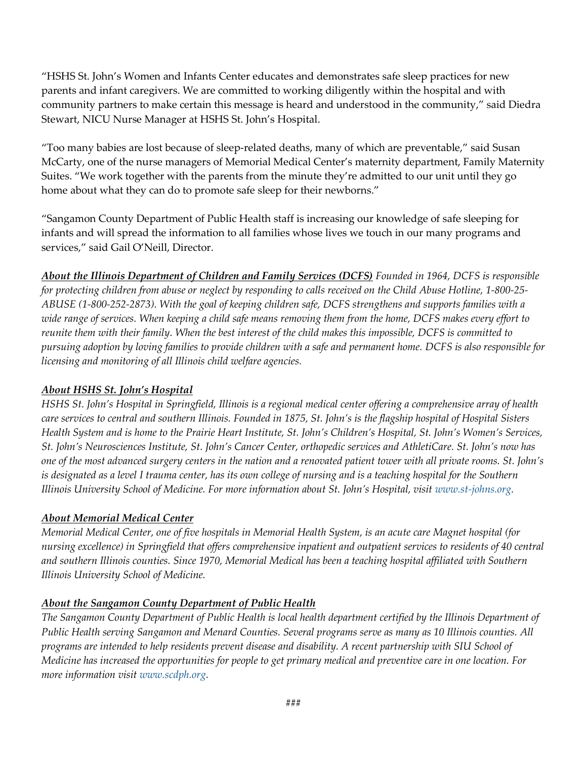"HSHS St. John's Women and Infants Center educates and demonstrates safe sleep practices for new parents and infant caregivers. We are committed to working diligently within the hospital and with community partners to make certain this message is heard and understood in the community," said Diedra Stewart, NICU Nurse Manager at HSHS St. John's Hospital.

"Too many babies are lost because of sleep-related deaths, many of which are preventable," said Susan McCarty, one of the nurse managers of Memorial Medical Center's maternity department, Family Maternity Suites. "We work together with the parents from the minute they're admitted to our unit until they go home about what they can do to promote safe sleep for their newborns."

"Sangamon County Department of Public Health staff is increasing our knowledge of safe sleeping for infants and will spread the information to all families whose lives we touch in our many programs and services," said Gail O'Neill, Director.

***About the Illinois Department of Children and Family Services (DCFS)*** *Founded in 1964, DCFS is responsible for protecting children from abuse or neglect by responding to calls received on the Child Abuse Hotline, 1-800-25-ABUSE (1-800-252-2873). With the goal of keeping children safe, DCFS strengthens and supports families with a wide range of services. When keeping a child safe means removing them from the home, DCFS makes every effort to reunite them with their family. When the best interest of the child makes this impossible, DCFS is committed to pursuing adoption by loving families to provide children with a safe and permanent home. DCFS is also responsible for licensing and monitoring of all Illinois child welfare agencies.*

***About HSHS St. John's Hospital***

*HSHS St. John's Hospital in Springfield, Illinois is a regional medical center offering a comprehensive array of health care services to central and southern Illinois. Founded in 1875, St. John's is the flagship hospital of Hospital Sisters Health System and is home to the Prairie Heart Institute, St. John's Children's Hospital, St. John's Women's Services, St. John's Neurosciences Institute, St. John's Cancer Center, orthopedic services and AthletiCare. St. John's now has one of the most advanced surgery centers in the nation and a renovated patient tower with all private rooms. St. John's is designated as a level I trauma center, has its own college of nursing and is a teaching hospital for the Southern Illinois University School of Medicine. For more information about St. John's Hospital, visit www.st-johns.org.*

***About Memorial Medical Center***

*Memorial Medical Center, one of five hospitals in Memorial Health System, is an acute care Magnet hospital (for nursing excellence) in Springfield that offers comprehensive inpatient and outpatient services to residents of 40 central and southern Illinois counties. Since 1970, Memorial Medical has been a teaching hospital affiliated with Southern Illinois University School of Medicine.*

***About the Sangamon County Department of Public Health***

*The Sangamon County Department of Public Health is local health department certified by the Illinois Department of Public Health serving Sangamon and Menard Counties. Several programs serve as many as 10 Illinois counties. All programs are intended to help residents prevent disease and disability. A recent partnership with SIU School of Medicine has increased the opportunities for people to get primary medical and preventive care in one location. For more information visit www.scdph.org.*

###